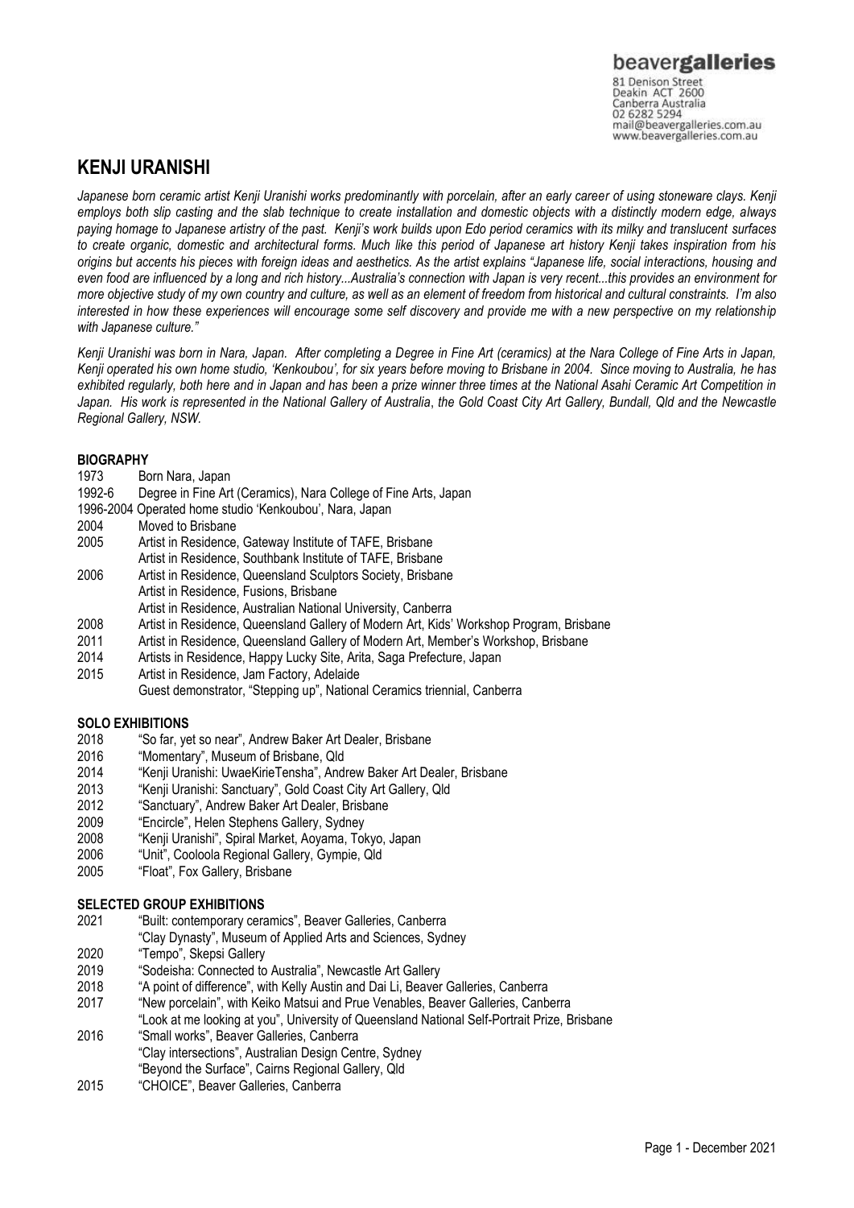beavergalleries
81 Denison Street
Deakin ACT 2600
Canberra Australia
02 6282 5294
mail@beavergalleries.com.au
www.beavergalleries.com.au

# KENJI URANISHI

*Japanese born ceramic artist Kenji Uranishi works predominantly with porcelain, after an early career of using stoneware clays. Kenji employs both slip casting and the slab technique to create installation and domestic objects with a distinctly modern edge, always paying homage to Japanese artistry of the past. Kenji's work builds upon Edo period ceramics with its milky and translucent surfaces to create organic, domestic and architectural forms. Much like this period of Japanese art history Kenji takes inspiration from his origins but accents his pieces with foreign ideas and aesthetics. As the artist explains "Japanese life, social interactions, housing and even food are influenced by a long and rich history...Australia's connection with Japan is very recent...this provides an environment for more objective study of my own country and culture, as well as an element of freedom from historical and cultural constraints. I'm also interested in how these experiences will encourage some self discovery and provide me with a new perspective on my relationship with Japanese culture."*

*Kenji Uranishi was born in Nara, Japan. After completing a Degree in Fine Art (ceramics) at the Nara College of Fine Arts in Japan, Kenji operated his own home studio, 'Kenkoubou', for six years before moving to Brisbane in 2004. Since moving to Australia, he has exhibited regularly, both here and in Japan and has been a prize winner three times at the National Asahi Ceramic Art Competition in Japan. His work is represented in the National Gallery of Australia, the Gold Coast City Art Gallery, Bundall, Qld and the Newcastle Regional Gallery, NSW.*

## BIOGRAPHY

| | |
|---|---|
| 1973 | Born Nara, Japan |
| 1992-6 | Degree in Fine Art (Ceramics), Nara College of Fine Arts, Japan |
| 1996-2004 | Operated home studio 'Kenkoubou', Nara, Japan |
| 2004 | Moved to Brisbane |
| 2005 | Artist in Residence, Gateway Institute of TAFE, Brisbane |
| | Artist in Residence, Southbank Institute of TAFE, Brisbane |
| 2006 | Artist in Residence, Queensland Sculptors Society, Brisbane |
| | Artist in Residence, Fusions, Brisbane |
| | Artist in Residence, Australian National University, Canberra |
| 2008 | Artist in Residence, Queensland Gallery of Modern Art, Kids' Workshop Program, Brisbane |
| 2011 | Artist in Residence, Queensland Gallery of Modern Art, Member's Workshop, Brisbane |
| 2014 | Artists in Residence, Happy Lucky Site, Arita, Saga Prefecture, Japan |
| 2015 | Artist in Residence, Jam Factory, Adelaide |
| | Guest demonstrator, "Stepping up", National Ceramics triennial, Canberra |

## SOLO EXHIBITIONS

| | |
|---|---|
| 2018 | "So far, yet so near", Andrew Baker Art Dealer, Brisbane |
| 2016 | "Momentary", Museum of Brisbane, Qld |
| 2014 | "Kenji Uranishi: UwaeKirieTensha", Andrew Baker Art Dealer, Brisbane |
| 2013 | "Kenji Uranishi: Sanctuary", Gold Coast City Art Gallery, Qld |
| 2012 | "Sanctuary", Andrew Baker Art Dealer, Brisbane |
| 2009 | "Encircle", Helen Stephens Gallery, Sydney |
| 2008 | "Kenji Uranishi", Spiral Market, Aoyama, Tokyo, Japan |
| 2006 | "Unit", Cooloola Regional Gallery, Gympie, Qld |
| 2005 | "Float", Fox Gallery, Brisbane |

## SELECTED GROUP EXHIBITIONS

| | |
|---|---|
| 2021 | "Built: contemporary ceramics", Beaver Galleries, Canberra |
| | "Clay Dynasty", Museum of Applied Arts and Sciences, Sydney |
| 2020 | "Tempo", Skepsi Gallery |
| 2019 | "Sodeisha: Connected to Australia", Newcastle Art Gallery |
| 2018 | "A point of difference", with Kelly Austin and Dai Li, Beaver Galleries, Canberra |
| 2017 | "New porcelain", with Keiko Matsui and Prue Venables, Beaver Galleries, Canberra |
| | "Look at me looking at you", University of Queensland National Self-Portrait Prize, Brisbane |
| 2016 | "Small works", Beaver Galleries, Canberra |
| | "Clay intersections", Australian Design Centre, Sydney |
| | "Beyond the Surface", Cairns Regional Gallery, Qld |
| 2015 | "CHOICE", Beaver Galleries, Canberra |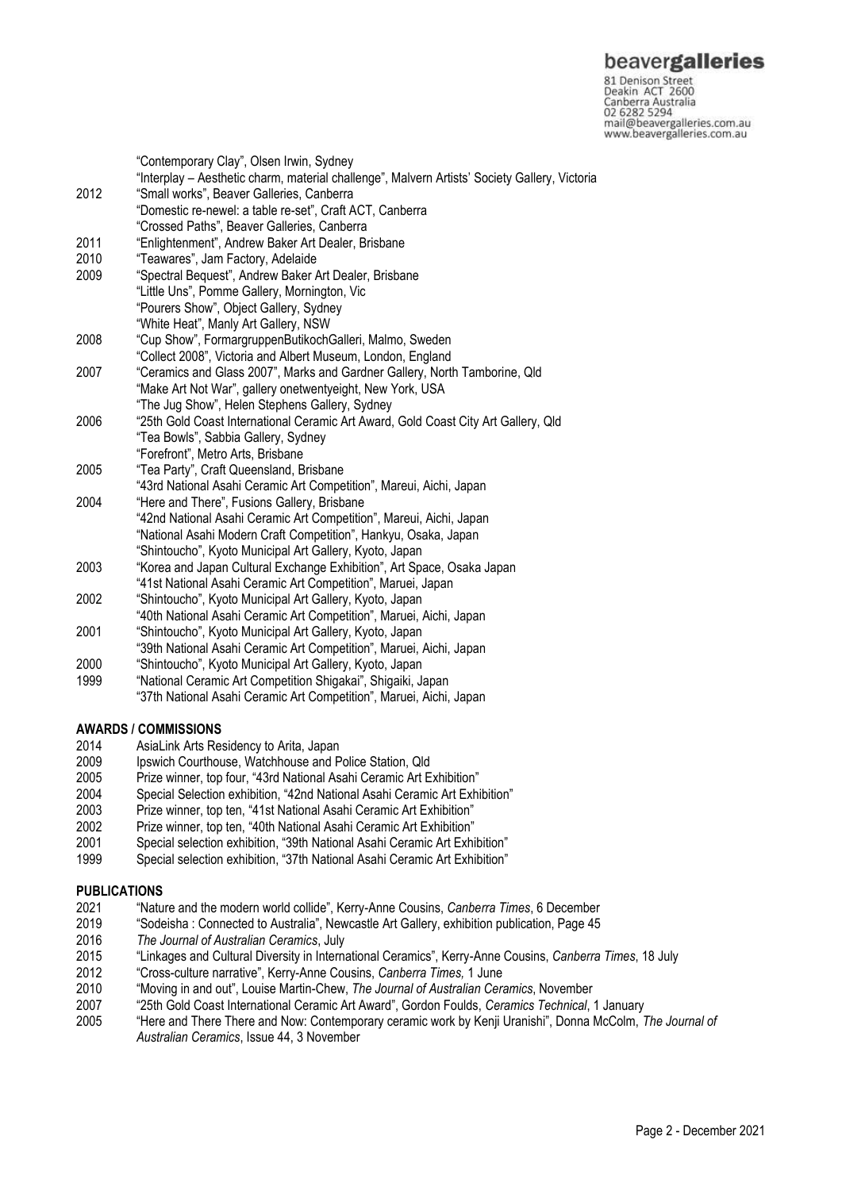| | |
|---|---|
| | "Contemporary Clay", Olsen Irwin, Sydney |
| | "Interplay – Aesthetic charm, material challenge", Malvern Artists' Society Gallery, Victoria |
| 2012 | "Small works", Beaver Galleries, Canberra |
| | "Domestic re-newel: a table re-set", Craft ACT, Canberra |
| | "Crossed Paths", Beaver Galleries, Canberra |
| 2011 | "Enlightenment", Andrew Baker Art Dealer, Brisbane |
| 2010 | "Teawares", Jam Factory, Adelaide |
| 2009 | "Spectral Bequest", Andrew Baker Art Dealer, Brisbane |
| | "Little Uns", Pomme Gallery, Mornington, Vic |
| | "Pourers Show", Object Gallery, Sydney |
| | "White Heat", Manly Art Gallery, NSW |
| 2008 | "Cup Show", FormargruppenButikochGalleri, Malmo, Sweden |
| | "Collect 2008", Victoria and Albert Museum, London, England |
| 2007 | "Ceramics and Glass 2007", Marks and Gardner Gallery, North Tamborine, Qld |
| | "Make Art Not War", gallery onetwentyeight, New York, USA |
| | "The Jug Show", Helen Stephens Gallery, Sydney |
| 2006 | "25th Gold Coast International Ceramic Art Award, Gold Coast City Art Gallery, Qld |
| | "Tea Bowls", Sabbia Gallery, Sydney |
| | "Forefront", Metro Arts, Brisbane |
| 2005 | "Tea Party", Craft Queensland, Brisbane |
| | "43rd National Asahi Ceramic Art Competition", Mareui, Aichi, Japan |
| 2004 | "Here and There", Fusions Gallery, Brisbane |
| | "42nd National Asahi Ceramic Art Competition", Mareui, Aichi, Japan |
| | "National Asahi Modern Craft Competition", Hankyu, Osaka, Japan |
| | "Shintoucho", Kyoto Municipal Art Gallery, Kyoto, Japan |
| 2003 | "Korea and Japan Cultural Exchange Exhibition", Art Space, Osaka Japan |
| | "41st National Asahi Ceramic Art Competition", Maruei, Japan |
| 2002 | "Shintoucho", Kyoto Municipal Art Gallery, Kyoto, Japan |
| | "40th National Asahi Ceramic Art Competition", Maruei, Aichi, Japan |
| 2001 | "Shintoucho", Kyoto Municipal Art Gallery, Kyoto, Japan |
| | "39th National Asahi Ceramic Art Competition", Maruei, Aichi, Japan |
| 2000 | "Shintoucho", Kyoto Municipal Art Gallery, Kyoto, Japan |
| 1999 | "National Ceramic Art Competition Shigakai", Shigaiki, Japan |
| | "37th National Asahi Ceramic Art Competition", Maruei, Aichi, Japan |

**AWARDS / COMMISSIONS**

| | |
|---|---|
| 2014 | AsiaLink Arts Residency to Arita, Japan |
| 2009 | Ipswich Courthouse, Watchhouse and Police Station, Qld |
| 2005 | Prize winner, top four, "43rd National Asahi Ceramic Art Exhibition" |
| 2004 | Special Selection exhibition, "42nd National Asahi Ceramic Art Exhibition" |
| 2003 | Prize winner, top ten, "41st National Asahi Ceramic Art Exhibition" |
| 2002 | Prize winner, top ten, "40th National Asahi Ceramic Art Exhibition" |
| 2001 | Special selection exhibition, "39th National Asahi Ceramic Art Exhibition" |
| 1999 | Special selection exhibition, "37th National Asahi Ceramic Art Exhibition" |

**PUBLICATIONS**

| | |
|---|---|
| 2021 | "Nature and the modern world collide", Kerry-Anne Cousins, *Canberra Times*, 6 December |
| 2019 | "Sodeisha : Connected to Australia", Newcastle Art Gallery, exhibition publication, Page 45 |
| 2016 | *The Journal of Australian Ceramics*, July |
| 2015 | "Linkages and Cultural Diversity in International Ceramics", Kerry-Anne Cousins, *Canberra Times*, 18 July |
| 2012 | "Cross-culture narrative", Kerry-Anne Cousins, *Canberra Times,* 1 June |
| 2010 | "Moving in and out", Louise Martin-Chew, *The Journal of Australian Ceramics*, November |
| 2007 | "25th Gold Coast International Ceramic Art Award", Gordon Foulds, *Ceramics Technical*, 1 January |
| 2005 | "Here and There There and Now: Contemporary ceramic work by Kenji Uranishi", Donna McColm, *The Journal of Australian Ceramics*, Issue 44, 3 November |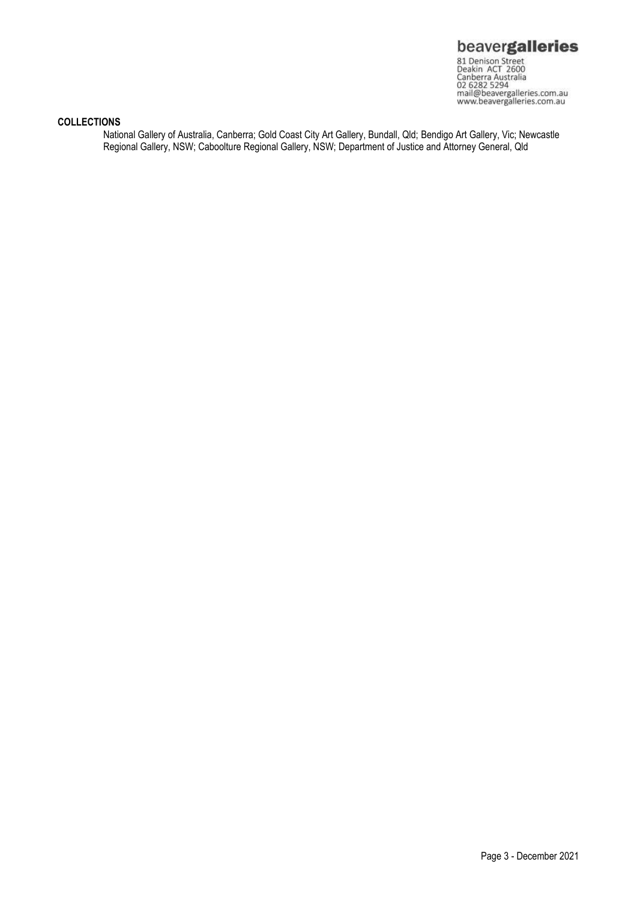**COLLECTIONS**

National Gallery of Australia, Canberra; Gold Coast City Art Gallery, Bundall, Qld; Bendigo Art Gallery, Vic; Newcastle Regional Gallery, NSW; Caboolture Regional Gallery, NSW; Department of Justice and Attorney General, Qld